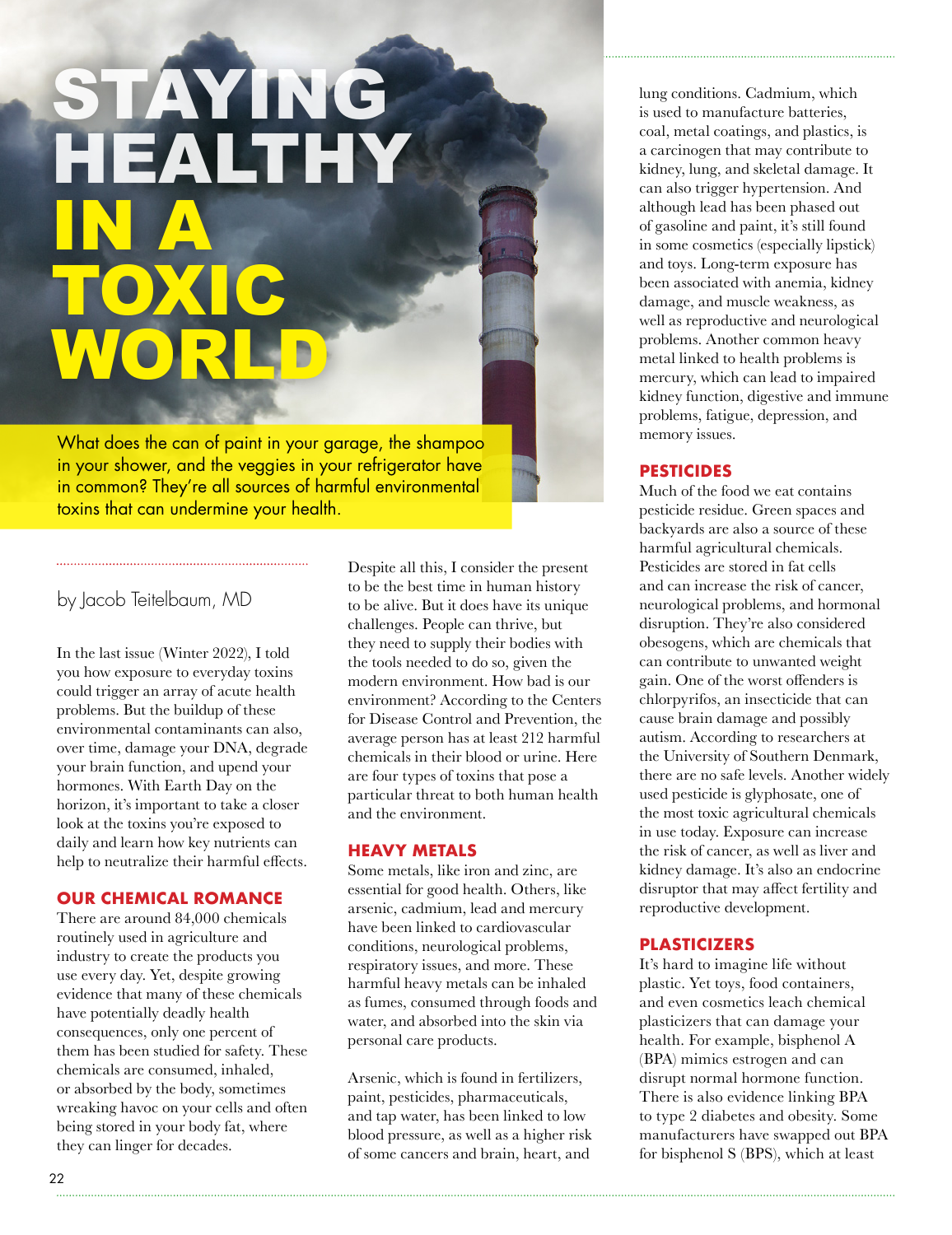# STAYING HEALTHY IN A TOXIC WORLD

What does the can of paint in your garage, the shampoo in your shower, and the veggies in your refrigerator have in common? They're all sources of harmful environmental toxins that can undermine your health.

by Jacob Teitelbaum, MD

In the last issue (Winter 2022), I told you how exposure to everyday toxins could trigger an array of acute health problems. But the buildup of these environmental contaminants can also, over time, damage your DNA, degrade your brain function, and upend your hormones. With Earth Day on the horizon, it's important to take a closer look at the toxins you're exposed to daily and learn how key nutrients can help to neutralize their harmful effects.

## OUR CHEMICAL ROMANCE

There are around 84,000 chemicals routinely used in agriculture and industry to create the products you use every day. Yet, despite growing evidence that many of these chemicals have potentially deadly health consequences, only one percent of them has been studied for safety. These chemicals are consumed, inhaled, or absorbed by the body, sometimes wreaking havoc on your cells and often being stored in your body fat, where they can linger for decades.

Despite all this, I consider the present to be the best time in human history to be alive. But it does have its unique challenges. People can thrive, but they need to supply their bodies with the tools needed to do so, given the modern environment. How bad is our environment? According to the Centers for Disease Control and Prevention, the average person has at least 212 harmful chemicals in their blood or urine. Here are four types of toxins that pose a particular threat to both human health and the environment.

## HEAVY METALS

Some metals, like iron and zinc, are essential for good health. Others, like arsenic, cadmium, lead and mercury have been linked to cardiovascular conditions, neurological problems, respiratory issues, and more. These harmful heavy metals can be inhaled as fumes, consumed through foods and water, and absorbed into the skin via personal care products.

Arsenic, which is found in fertilizers, paint, pesticides, pharmaceuticals, and tap water, has been linked to low blood pressure, as well as a higher risk of some cancers and brain, heart, and lung conditions. Cadmium, which is used to manufacture batteries, coal, metal coatings, and plastics, is a carcinogen that may contribute to kidney, lung, and skeletal damage. It can also trigger hypertension. And although lead has been phased out of gasoline and paint, it's still found in some cosmetics (especially lipstick) and toys. Long-term exposure has been associated with anemia, kidney damage, and muscle weakness, as well as reproductive and neurological problems. Another common heavy metal linked to health problems is mercury, which can lead to impaired kidney function, digestive and immune problems, fatigue, depression, and memory issues.

## PESTICIDES

Much of the food we eat contains pesticide residue. Green spaces and backyards are also a source of these harmful agricultural chemicals. Pesticides are stored in fat cells and can increase the risk of cancer, neurological problems, and hormonal disruption. They're also considered obesogens, which are chemicals that can contribute to unwanted weight gain. One of the worst offenders is chlorpyrifos, an insecticide that can cause brain damage and possibly autism. According to researchers at the University of Southern Denmark, there are no safe levels. Another widely used pesticide is glyphosate, one of the most toxic agricultural chemicals in use today. Exposure can increase the risk of cancer, as well as liver and kidney damage. It's also an endocrine disruptor that may affect fertility and reproductive development.

## PLASTICIZERS

It's hard to imagine life without plastic. Yet toys, food containers, and even cosmetics leach chemical plasticizers that can damage your health. For example, bisphenol A (BPA) mimics estrogen and can disrupt normal hormone function. There is also evidence linking BPA to type 2 diabetes and obesity. Some manufacturers have swapped out BPA for bisphenol S (BPS), which at least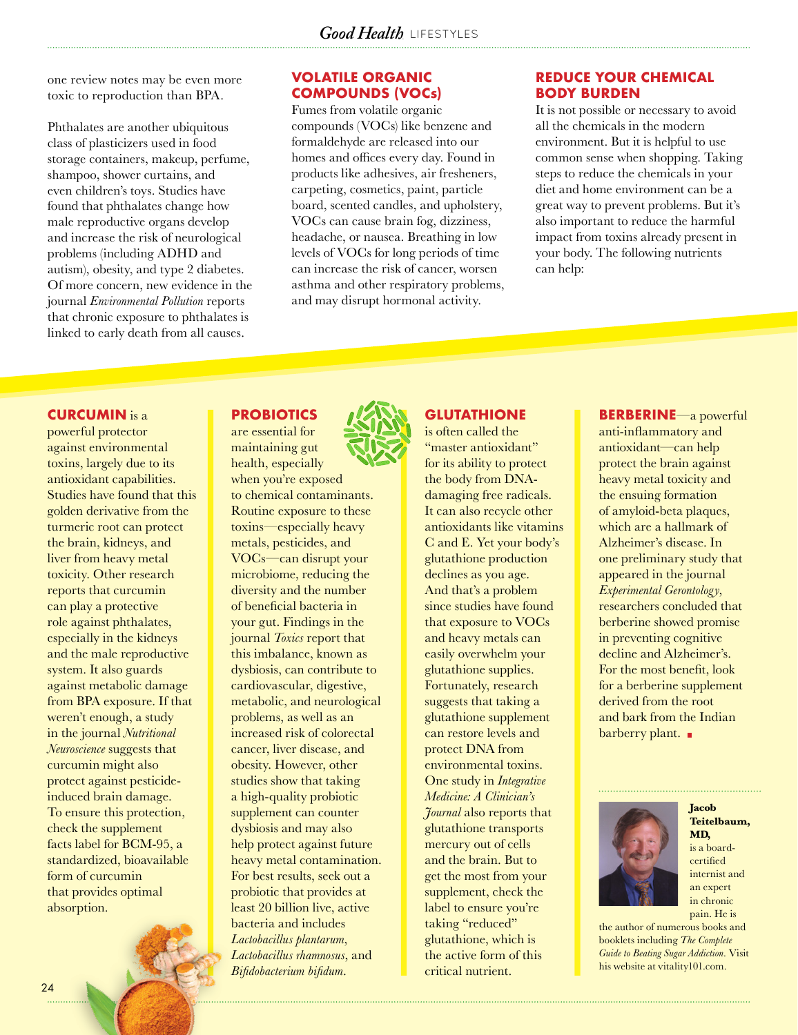one review notes may be even more toxic to reproduction than BPA.

Phthalates are another ubiquitous class of plasticizers used in food storage containers, makeup, perfume, shampoo, shower curtains, and even children's toys. Studies have found that phthalates change how male reproductive organs develop and increase the risk of neurological problems (including ADHD and autism), obesity, and type 2 diabetes. Of more concern, new evidence in the journal *Environmental Pollution* reports that chronic exposure to phthalates is linked to early death from all causes.

## VOLATILE ORGANIC COMPOUNDS (VOCs)

Fumes from volatile organic compounds (VOCs) like benzene and formaldehyde are released into our homes and offices every day. Found in products like adhesives, air fresheners, carpeting, cosmetics, paint, particle board, scented candles, and upholstery, VOCs can cause brain fog, dizziness, headache, or nausea. Breathing in low levels of VOCs for long periods of time can increase the risk of cancer, worsen asthma and other respiratory problems, and may disrupt hormonal activity.

## REDUCE YOUR CHEMICAL BODY BURDEN

It is not possible or necessary to avoid all the chemicals in the modern environment. But it is helpful to use common sense when shopping. Taking steps to reduce the chemicals in your diet and home environment can be a great way to prevent problems. But it's also important to reduce the harmful impact from toxins already present in your body. The following nutrients can help:

**CURCUMIN** is a powerful protector against environmental toxins, largely due to its antioxidant capabilities. Studies have found that this golden derivative from the turmeric root can protect the brain, kidneys, and liver from heavy metal toxicity. Other research reports that curcumin can play a protective role against phthalates, especially in the kidneys and the male reproductive system. It also guards against metabolic damage from BPA exposure. If that weren't enough, a study in the journal *Nutritional Neuroscience* suggests that curcumin might also protect against pesticide-induced brain damage. To ensure this protection, check the supplement facts label for BCM-95, a standardized, bioavailable form of curcumin that provides optimal absorption.

**PROBIOTICS** are essential for maintaining gut health, especially when you're exposed to chemical contaminants. Routine exposure to these toxins—especially heavy metals, pesticides, and VOCs—can disrupt your microbiome, reducing the diversity and the number of beneficial bacteria in your gut. Findings in the journal *Toxics* report that this imbalance, known as dysbiosis, can contribute to cardiovascular, digestive, metabolic, and neurological problems, as well as an increased risk of colorectal cancer, liver disease, and obesity. However, other studies show that taking a high-quality probiotic supplement can counter dysbiosis and may also help protect against future heavy metal contamination. For best results, seek out a probiotic that provides at least 20 billion live, active bacteria and includes *Lactobacillus plantarum*, *Lactobacillus rhamnosus*, and *Bifidobacterium bifidum*.

**GLUTATHIONE** is often called the "master antioxidant" for its ability to protect the body from DNA-damaging free radicals. It can also recycle other antioxidants like vitamins C and E. Yet your body's glutathione production declines as you age. And that's a problem since studies have found that exposure to VOCs and heavy metals can easily overwhelm your glutathione supplies. Fortunately, research suggests that taking a glutathione supplement can restore levels and protect DNA from environmental toxins. One study in *Integrative Medicine: A Clinician's Journal* also reports that glutathione transports mercury out of cells and the brain. But to get the most from your supplement, check the label to ensure you're taking "reduced" glutathione, which is the active form of this critical nutrient.

**BERBERINE**—a powerful anti-inflammatory and antioxidant—can help protect the brain against heavy metal toxicity and the ensuing formation of amyloid-beta plaques, which are a hallmark of Alzheimer's disease. In one preliminary study that appeared in the journal *Experimental Gerontology*, researchers concluded that berberine showed promise in preventing cognitive decline and Alzheimer's. For the most benefit, look for a berberine supplement derived from the root and bark from the Indian barberry plant. ■

**Jacob Teitelbaum, MD,** is a board-certified internist and an expert in chronic pain. He is the author of numerous books and booklets including *The Complete Guide to Beating Sugar Addiction*. Visit his website at vitality101.com.